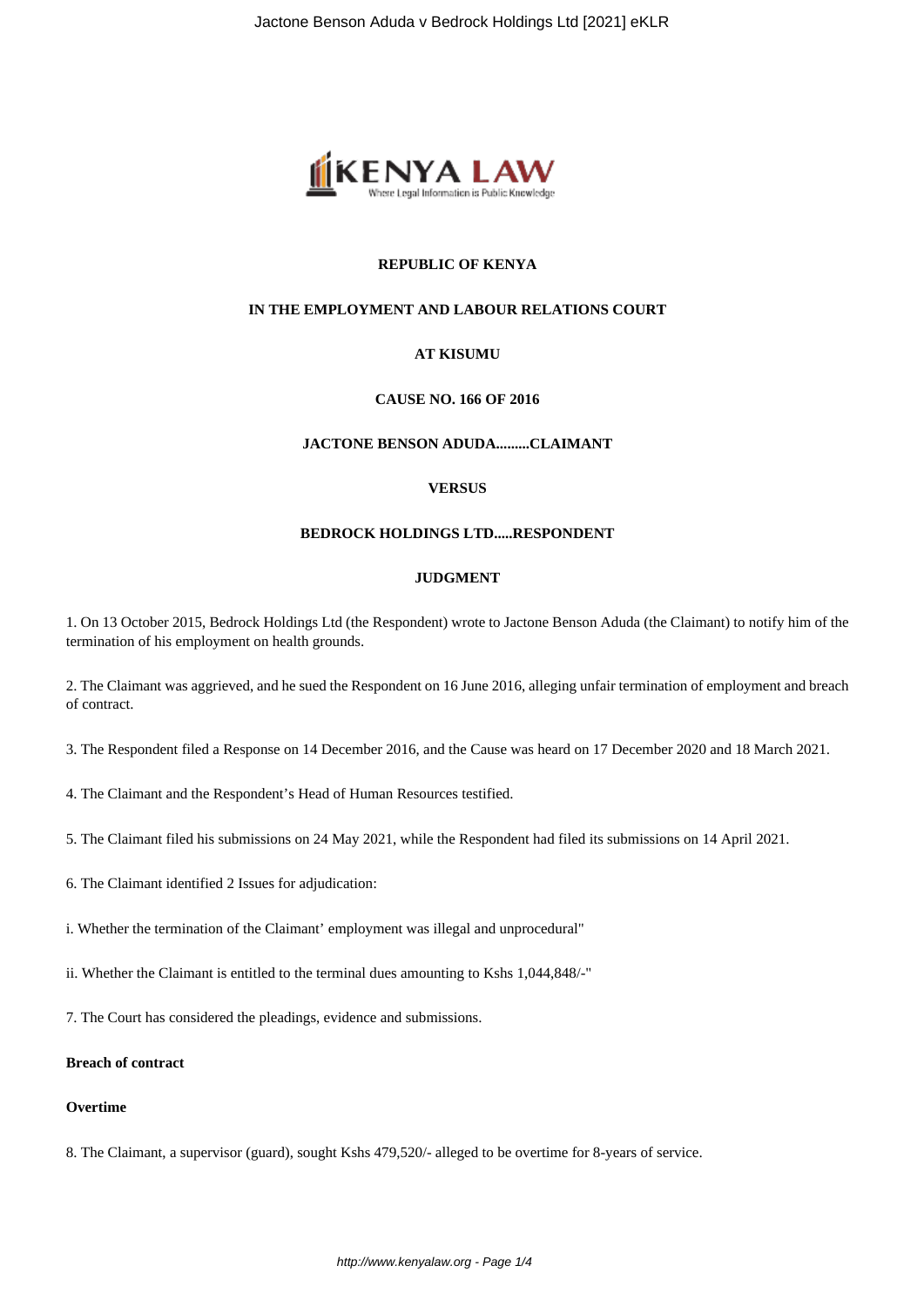**REPUBLIC OF KENYA**

**IN THE EMPLOYMENT AND LABOUR RELATIONS COURT**

**AT KISUMU**

**CAUSE NO. 166 OF 2016**

**JACTONE BENSON ADUDA.........CLAIMANT**

**VERSUS**

**BEDROCK HOLDINGS LTD.....RESPONDENT**

**JUDGMENT**

1. On 13 October 2015, Bedrock Holdings Ltd (the Respondent) wrote to Jactone Benson Aduda (the Claimant) to notify him of the termination of his employment on health grounds.

2. The Claimant was aggrieved, and he sued the Respondent on 16 June 2016, alleging unfair termination of employment and breach of contract.

3. The Respondent filed a Response on 14 December 2016, and the Cause was heard on 17 December 2020 and 18 March 2021.

4. The Claimant and the Respondent's Head of Human Resources testified.

5. The Claimant filed his submissions on 24 May 2021, while the Respondent had filed its submissions on 14 April 2021.

6. The Claimant identified 2 Issues for adjudication:

i. Whether the termination of the Claimant' employment was illegal and unprocedural"

ii. Whether the Claimant is entitled to the terminal dues amounting to Kshs 1,044,848/-"

7. The Court has considered the pleadings, evidence and submissions.

**Breach of contract**

**Overtime**

8. The Claimant, a supervisor (guard), sought Kshs 479,520/- alleged to be overtime for 8-years of service.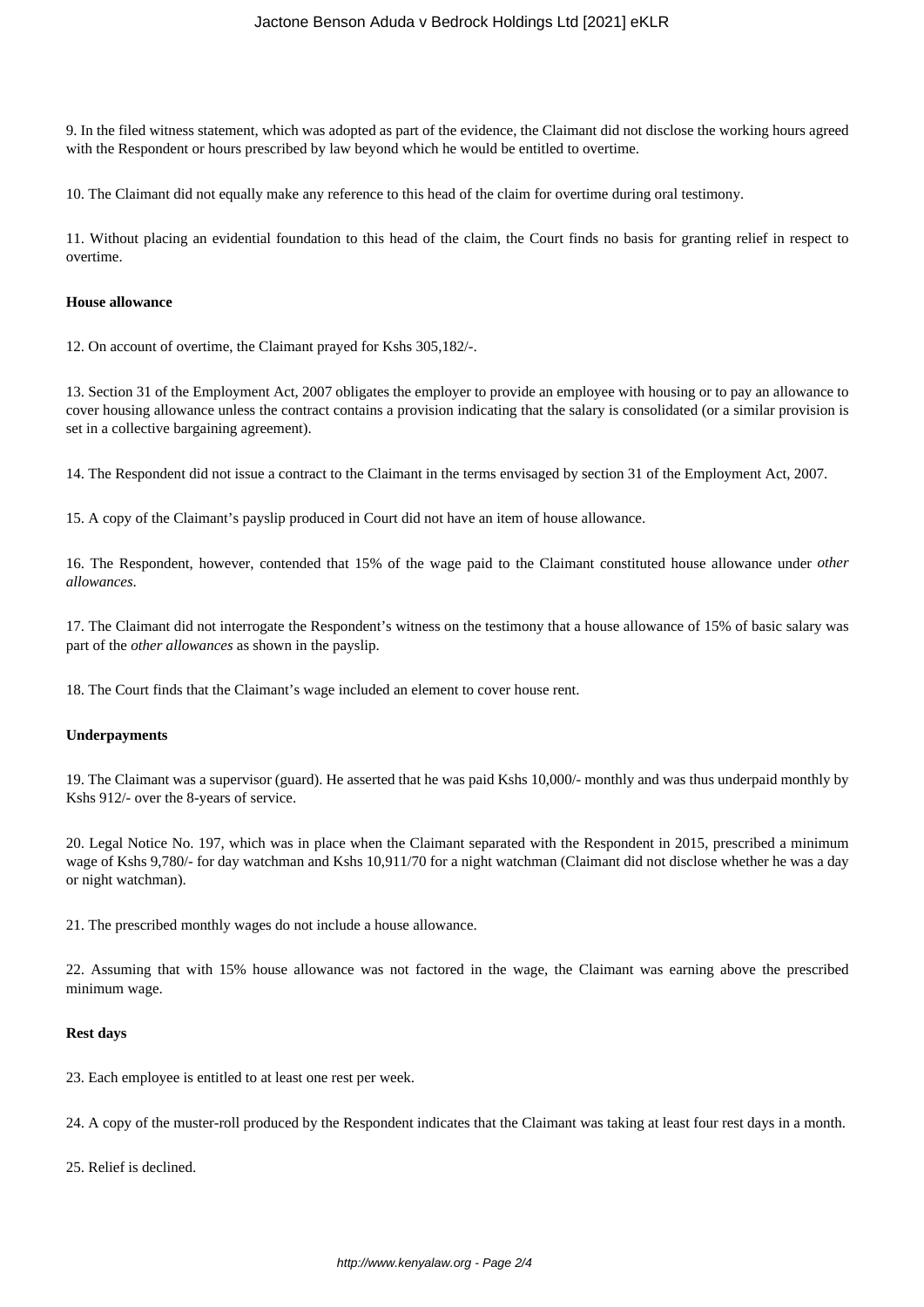9. In the filed witness statement, which was adopted as part of the evidence, the Claimant did not disclose the working hours agreed with the Respondent or hours prescribed by law beyond which he would be entitled to overtime.

10. The Claimant did not equally make any reference to this head of the claim for overtime during oral testimony.

11. Without placing an evidential foundation to this head of the claim, the Court finds no basis for granting relief in respect to overtime.

**House allowance**

12. On account of overtime, the Claimant prayed for Kshs 305,182/-.

13. Section 31 of the Employment Act, 2007 obligates the employer to provide an employee with housing or to pay an allowance to cover housing allowance unless the contract contains a provision indicating that the salary is consolidated (or a similar provision is set in a collective bargaining agreement).

14. The Respondent did not issue a contract to the Claimant in the terms envisaged by section 31 of the Employment Act, 2007.

15. A copy of the Claimant's payslip produced in Court did not have an item of house allowance.

16. The Respondent, however, contended that 15% of the wage paid to the Claimant constituted house allowance under *other allowances*.

17. The Claimant did not interrogate the Respondent's witness on the testimony that a house allowance of 15% of basic salary was part of the *other allowances* as shown in the payslip.

18. The Court finds that the Claimant's wage included an element to cover house rent.

**Underpayments**

19. The Claimant was a supervisor (guard). He asserted that he was paid Kshs 10,000/- monthly and was thus underpaid monthly by Kshs 912/- over the 8-years of service.

20. Legal Notice No. 197, which was in place when the Claimant separated with the Respondent in 2015, prescribed a minimum wage of Kshs 9,780/- for day watchman and Kshs 10,911/70 for a night watchman (Claimant did not disclose whether he was a day or night watchman).

21. The prescribed monthly wages do not include a house allowance.

22. Assuming that with 15% house allowance was not factored in the wage, the Claimant was earning above the prescribed minimum wage.

**Rest days**

23. Each employee is entitled to at least one rest per week.

24. A copy of the muster-roll produced by the Respondent indicates that the Claimant was taking at least four rest days in a month.

25. Relief is declined.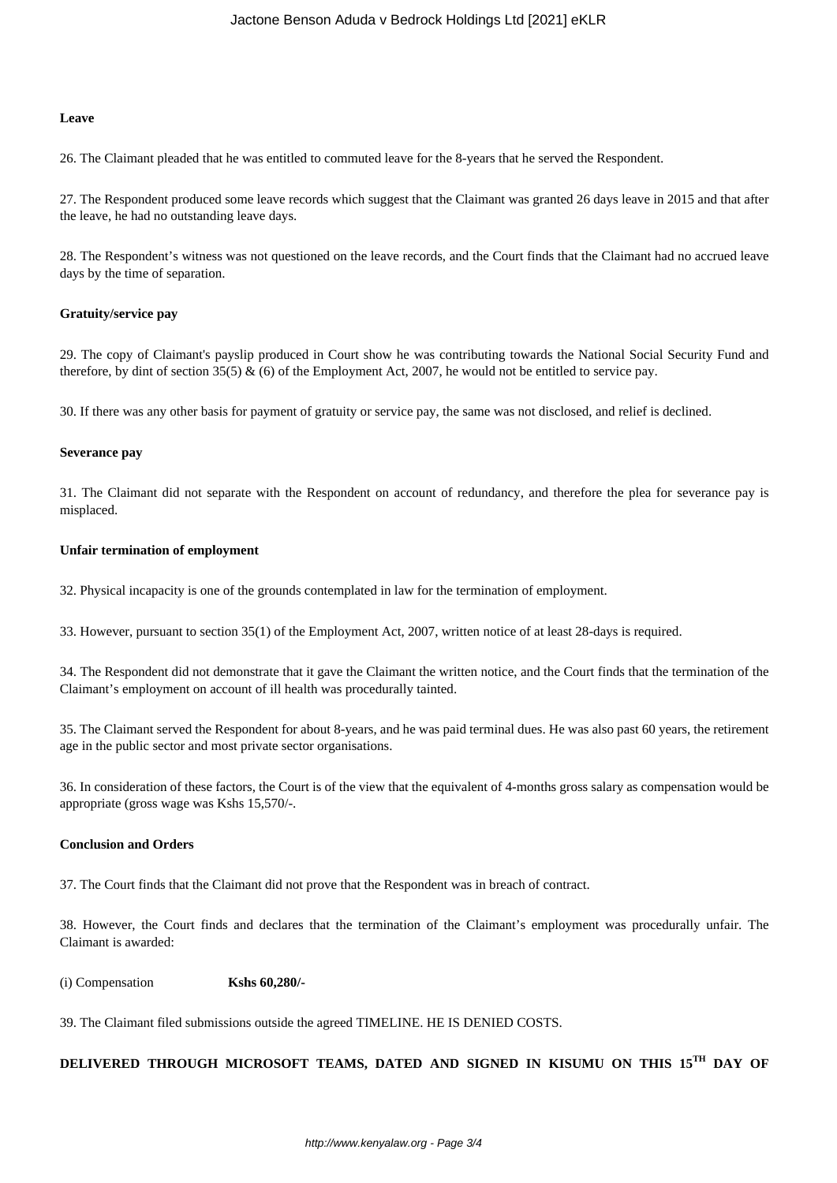**Leave**

26. The Claimant pleaded that he was entitled to commuted leave for the 8-years that he served the Respondent.

27. The Respondent produced some leave records which suggest that the Claimant was granted 26 days leave in 2015 and that after the leave, he had no outstanding leave days.

28. The Respondent's witness was not questioned on the leave records, and the Court finds that the Claimant had no accrued leave days by the time of separation.

**Gratuity/service pay**

29. The copy of Claimant's payslip produced in Court show he was contributing towards the National Social Security Fund and therefore, by dint of section 35(5) & (6) of the Employment Act, 2007, he would not be entitled to service pay.

30. If there was any other basis for payment of gratuity or service pay, the same was not disclosed, and relief is declined.

**Severance pay**

31. The Claimant did not separate with the Respondent on account of redundancy, and therefore the plea for severance pay is misplaced.

**Unfair termination of employment**

32. Physical incapacity is one of the grounds contemplated in law for the termination of employment.

33. However, pursuant to section 35(1) of the Employment Act, 2007, written notice of at least 28-days is required.

34. The Respondent did not demonstrate that it gave the Claimant the written notice, and the Court finds that the termination of the Claimant's employment on account of ill health was procedurally tainted.

35. The Claimant served the Respondent for about 8-years, and he was paid terminal dues. He was also past 60 years, the retirement age in the public sector and most private sector organisations.

36. In consideration of these factors, the Court is of the view that the equivalent of 4-months gross salary as compensation would be appropriate (gross wage was Kshs 15,570/-.

**Conclusion and Orders**

37. The Court finds that the Claimant did not prove that the Respondent was in breach of contract.

38. However, the Court finds and declares that the termination of the Claimant's employment was procedurally unfair. The Claimant is awarded:

(i) Compensation **Kshs 60,280/-**

39. The Claimant filed submissions outside the agreed TIMELINE. HE IS DENIED COSTS.

**DELIVERED THROUGH MICROSOFT TEAMS, DATED AND SIGNED IN KISUMU ON THIS 15TH DAY OF**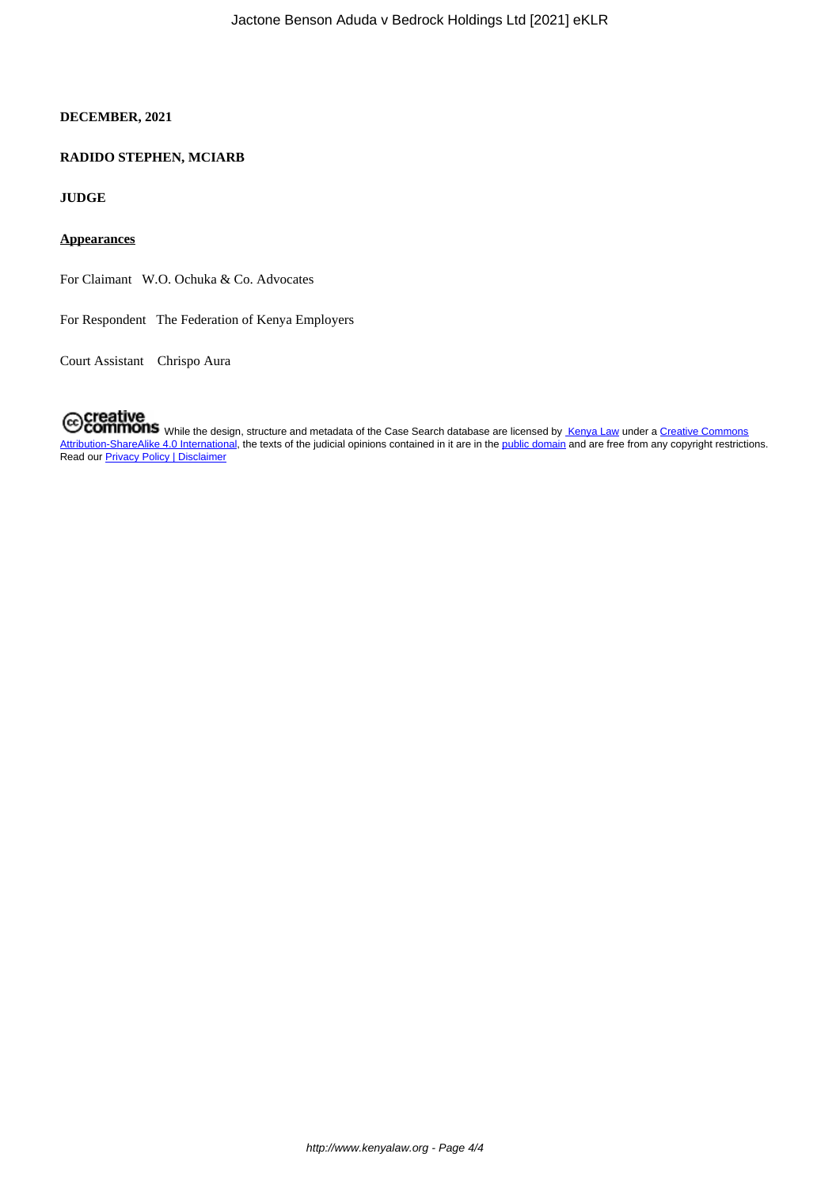**DECEMBER, 2021**

**RADIDO STEPHEN, MCIARB**

**JUDGE**

**Appearances**

For Claimant W.O. Ochuka & Co. Advocates

For Respondent The Federation of Kenya Employers

Court Assistant Chrispo Aura

While the design, structure and metadata of the Case Search database are licensed by Kenya Law under a Creative Commons Attribution-ShareAlike 4.0 International, the texts of the judicial opinions contained in it are in the public domain and are free from any copyright restrictions. Read our Privacy Policy | Disclaimer